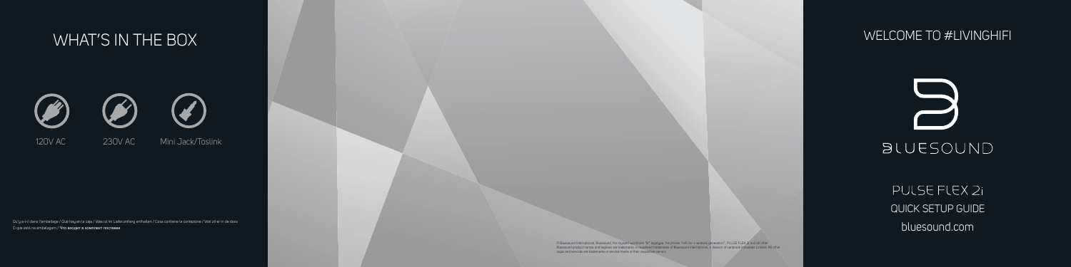## WHAT'S IN THE BOX

120V AC

230V AC

Mini Jack/Toslink

Qu'y a-t-il dans l'emballage / Qué hay en la caja / Was ist im Lieferumfang enthalten / Cosa contiene la confezione / Wat zit er in de doos
O que está na embalagem / **Что входит в комплект поставки**

© Bluesound International. Bluesound, the stylized wordmark "B" logotype, the phrase "HiFi for a wireless generation", PULSE FLEX 2i and all other Bluesound product names and taglines are trademarks or registered trademarks of Bluesound International, a division of Lenbrook Industries Limited. All other logos and services are trademarks or service marks of their respective owners.

## WELCOME TO #LIVINGHIFI

BLUESOUND

PULSE FLEX 2i
QUICK SETUP GUIDE
bluesound.com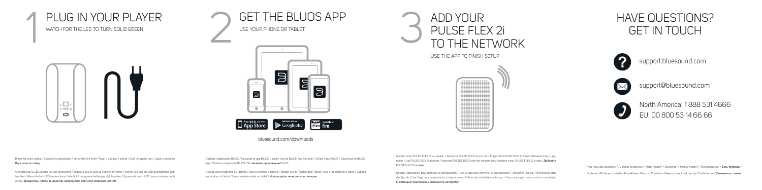# 1 PLUG IN YOUR PLAYER

WATCH FOR THE LED TO TURN SOLID GREEN

Branchez votre lecteur / Conecta tu reproductor / Verbinden Sie Ihren Player / Collega il lettore / Sluit uw speler aan / Ligue o seu leitor Подключите плеер

Attendez que la LED affiche un vert permanent / Espere a que el LED se ilumine en verde / Warten Sie, bis die LED durchgehend grün leuchtet / Attendi la luce LED verde e fissa / Wacht tot het groene ledlampje blijft branden / Espere até que o LED fique constantemente verde / Дождитесь, чтобы индикатор непрерывно светился зеленым цветом

# 2 GET THE BLUOS APP

USE YOUR PHONE OR TABLET

Available on the App Store | Google play | Available on fire

bluesound.com/downloads

Obtenez l'application BluOS / Descarga la app BluOS / Laden Sie die BluOS-App herunter / Ottieni l'app BluOS / Download de BluOS-app / Obtenha a aplicação BluOS / Установите приложение BluOS

Utilisez votre téléphone ou tablette / Usa tu teléfono o tableta / Nutzen Sie Ihr Telefon oder Tablet / Usa il tuo telefono o tablet / Gebruik uw telefoon of tablet / Use o seu telemóvel ou tablet / Используйте телефон или планшет

# 3 ADD YOUR PULSE FLEX 2i TO THE NETWORK

USE THE APP TO FINISH SETUP

Ajoutez votre PULSE FLEX 2i au réseau / Añade tu PULSE FLEX 2i a la red / Fügen Sie PULSE FLEX 2i Ihrem Netzwerk hinzu / Aggiungi il tuo PULSE FLEX 2i alla rete / Voeg uw PULSE FLEX 2i aan het netwerk toe / Adicione o seu PULSE FLEX 2i à rede / Добавьте PULSE FLEX 2i в сеть

Utilisez l'application pour terminer la configuration / Usa la app para terminar la configuración / Schließen Sie die Einrichtung über die App ab / Usa l'app per completare la configurazione / Voltooi de installatie via de app / Use a aplicação para concluir a instalação С помощью приложения завершите настройку

# HAVE QUESTIONS? GET IN TOUCH

support.bluesound.com

support@bluesound.com

North America: 1 888 531 4666
EU: 00 800 53 14 66 66

Avez-vous des questions ? / ¿Tienes preguntas? / Noch Fragen? / Domande? / Hebt u vragen? / Tem perguntas? / Есть вопросы?

Contacter / Ponte en contacto / Kontaktieren Sie uns / Contattaci / Neem contact met ons op / Contacte-nos / Свяжитесь с нами